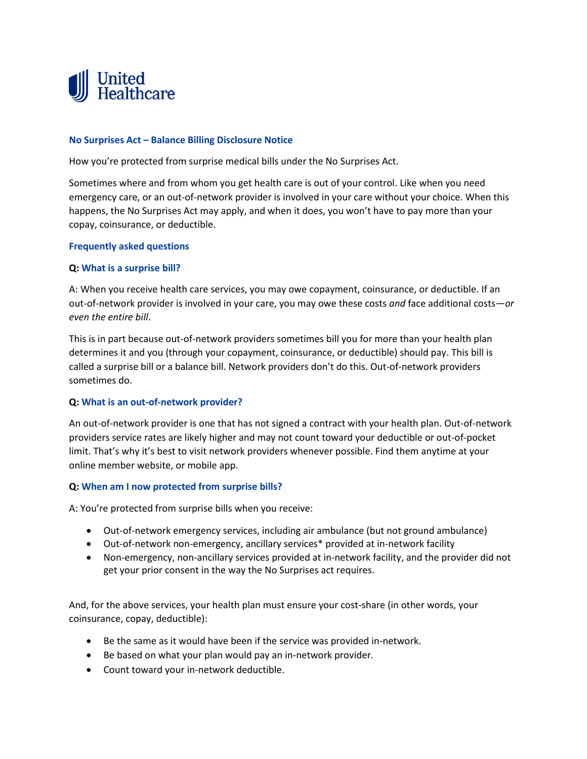United Healthcare

## No Surprises Act – Balance Billing Disclosure Notice

How you're protected from surprise medical bills under the No Surprises Act.

Sometimes where and from whom you get health care is out of your control. Like when you need emergency care, or an out-of-network provider is involved in your care without your choice. When this happens, the No Surprises Act may apply, and when it does, you won't have to pay more than your copay, coinsurance, or deductible.

### Frequently asked questions

**Q: What is a surprise bill?**

A: When you receive health care services, you may owe copayment, coinsurance, or deductible. If an out-of-network provider is involved in your care, you may owe these costs *and* face additional costs—*or even the entire bill*.

This is in part because out-of-network providers sometimes bill you for more than your health plan determines it and you (through your copayment, coinsurance, or deductible) should pay. This bill is called a surprise bill or a balance bill. Network providers don't do this. Out-of-network providers sometimes do.

**Q: What is an out-of-network provider?**

An out-of-network provider is one that has not signed a contract with your health plan. Out-of-network providers service rates are likely higher and may not count toward your deductible or out-of-pocket limit. That's why it's best to visit network providers whenever possible. Find them anytime at your online member website, or mobile app.

**Q: When am I now protected from surprise bills?**

A: You're protected from surprise bills when you receive:

- Out-of-network emergency services, including air ambulance (but not ground ambulance)
- Out-of-network non-emergency, ancillary services* provided at in-network facility
- Non-emergency, non-ancillary services provided at in-network facility, and the provider did not get your prior consent in the way the No Surprises act requires.

And, for the above services, your health plan must ensure your cost-share (in other words, your coinsurance, copay, deductible):

- Be the same as it would have been if the service was provided in-network.
- Be based on what your plan would pay an in-network provider.
- Count toward your in-network deductible.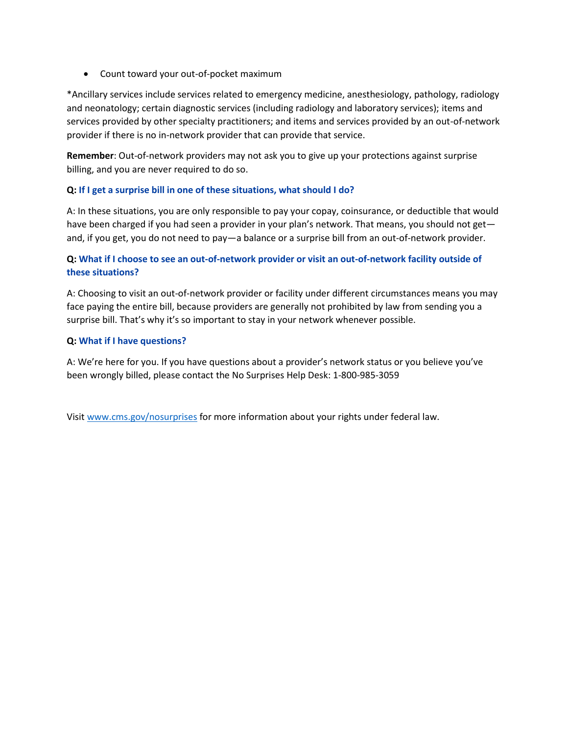- Count toward your out-of-pocket maximum

*Ancillary services include services related to emergency medicine, anesthesiology, pathology, radiology and neonatology; certain diagnostic services (including radiology and laboratory services); items and services provided by other specialty practitioners; and items and services provided by an out-of-network provider if there is no in-network provider that can provide that service.

**Remember**: Out-of-network providers may not ask you to give up your protections against surprise billing, and you are never required to do so.

**Q: If I get a surprise bill in one of these situations, what should I do?**

A: In these situations, you are only responsible to pay your copay, coinsurance, or deductible that would have been charged if you had seen a provider in your plan's network. That means, you should not get—and, if you get, you do not need to pay—a balance or a surprise bill from an out-of-network provider.

**Q: What if I choose to see an out-of-network provider or visit an out-of-network facility outside of these situations?**

A: Choosing to visit an out-of-network provider or facility under different circumstances means you may face paying the entire bill, because providers are generally not prohibited by law from sending you a surprise bill. That's why it's so important to stay in your network whenever possible.

**Q: What if I have questions?**

A: We're here for you. If you have questions about a provider's network status or you believe you've been wrongly billed, please contact the No Surprises Help Desk: 1-800-985-3059

Visit [www.cms.gov/nosurprises](http://www.cms.gov/nosurprises) for more information about your rights under federal law.